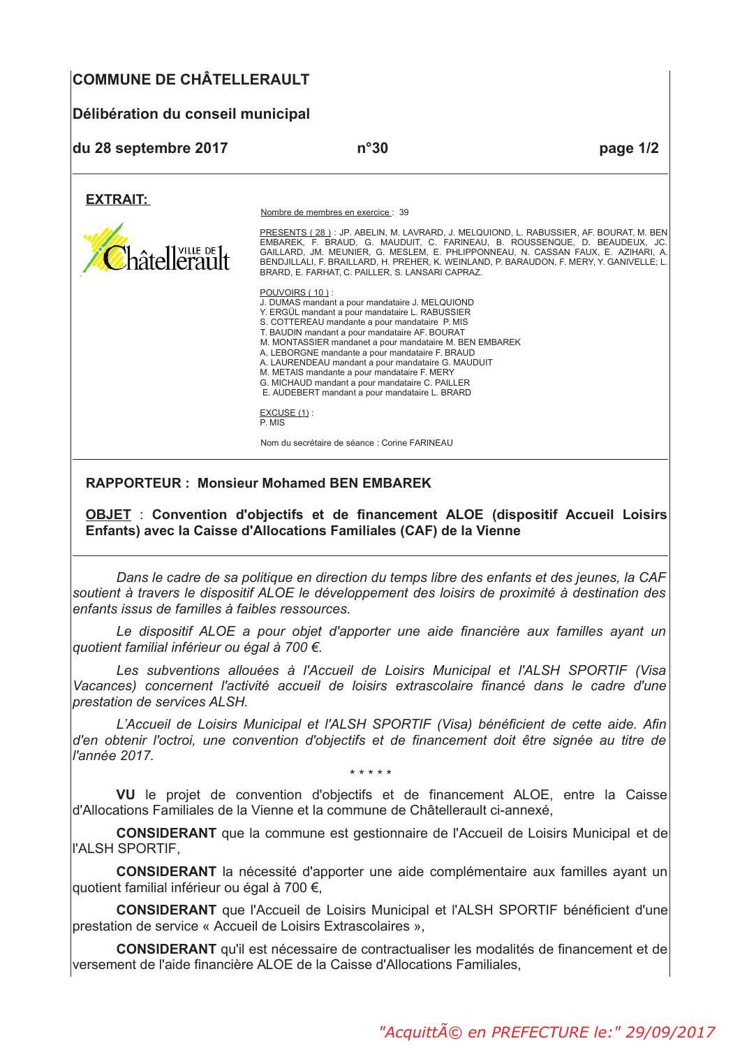# COMMUNE DE CHÂTELLERAULT

## Délibération du conseil municipal

**du 28 septembre 2017** **n°30** **page 1/2**

**EXTRAIT:**

Nombre de membres en exercice : 39

PRESENTS ( 28 ) : JP. ABELIN, M. LAVRARD, J. MELQUIOND, L. RABUSSIER, AF. BOURAT, M. BEN EMBAREK, F. BRAUD, G. MAUDUIT, C. FARINEAU, B. ROUSSENQUE, D. BEAUDEUX, JC. GAILLARD, JM. MEUNIER, G. MESLEM, E. PHLIPPONNEAU, N. CASSAN FAUX, E. AZIHARI, A. BENDJILLALI, F. BRAILLARD, H. PREHER, K. WEINLAND, P. BARAUDON, F. MERY, Y. GANIVELLE; L. BRARD, E. FARHAT, C. PAILLER, S. LANSARI CAPRAZ.

POUVOIRS ( 10 ) :
J. DUMAS mandant a pour mandataire J. MELQUIOND
Y. ERGÜL mandant a pour mandataire L. RABUSSIER
S. COTTEREAU mandante a pour mandataire P. MIS
T. BAUDIN mandant a pour mandataire AF. BOURAT
M. MONTASSIER mandanet a pour mandataire M. BEN EMBAREK
A. LEBORGNE mandante a pour mandataire F. BRAUD
A. LAURENDEAU mandant a pour mandataire G. MAUDUIT
M. METAIS mandante a pour mandataire F. MERY
G. MICHAUD mandant a pour mandataire C. PAILLER
E. AUDEBERT mandant a pour mandataire L. BRARD

EXCUSE (1) :
P. MIS

Nom du secrétaire de séance : Corine FARINEAU

**RAPPORTEUR : Monsieur Mohamed BEN EMBAREK**

**OBJET** : **Convention d'objectifs et de financement ALOE (dispositif Accueil Loisirs Enfants) avec la Caisse d'Allocations Familiales (CAF) de la Vienne**

*Dans le cadre de sa politique en direction du temps libre des enfants et des jeunes, la CAF soutient à travers le dispositif ALOE le développement des loisirs de proximité à destination des enfants issus de familles à faibles ressources.*

*Le dispositif ALOE a pour objet d'apporter une aide financière aux familles ayant un quotient familial inférieur ou égal à 700 €.*

*Les subventions allouées à l'Accueil de Loisirs Municipal et l'ALSH SPORTIF (Visa Vacances) concernent l'activité accueil de loisirs extrascolaire financé dans le cadre d'une prestation de services ALSH.*

*L'Accueil de Loisirs Municipal et l'ALSH SPORTIF (Visa) bénéficient de cette aide. Afin d'en obtenir l'octroi, une convention d'objectifs et de financement doit être signée au titre de l'année 2017.*

\* \* \* \* \*

**VU** le projet de convention d'objectifs et de financement ALOE, entre la Caisse d'Allocations Familiales de la Vienne et la commune de Châtellerault ci-annexé,

**CONSIDERANT** que la commune est gestionnaire de l'Accueil de Loisirs Municipal et de l'ALSH SPORTIF,

**CONSIDERANT** la nécessité d'apporter une aide complémentaire aux familles ayant un quotient familial inférieur ou égal à 700 €,

**CONSIDERANT** que l'Accueil de Loisirs Municipal et l'ALSH SPORTIF bénéficient d'une prestation de service « Accueil de Loisirs Extrascolaires »,

**CONSIDERANT** qu'il est nécessaire de contractualiser les modalités de financement et de versement de l'aide financière ALOE de la Caisse d'Allocations Familiales,

*"AcquittÃ© en PREFECTURE le:" 29/09/2017*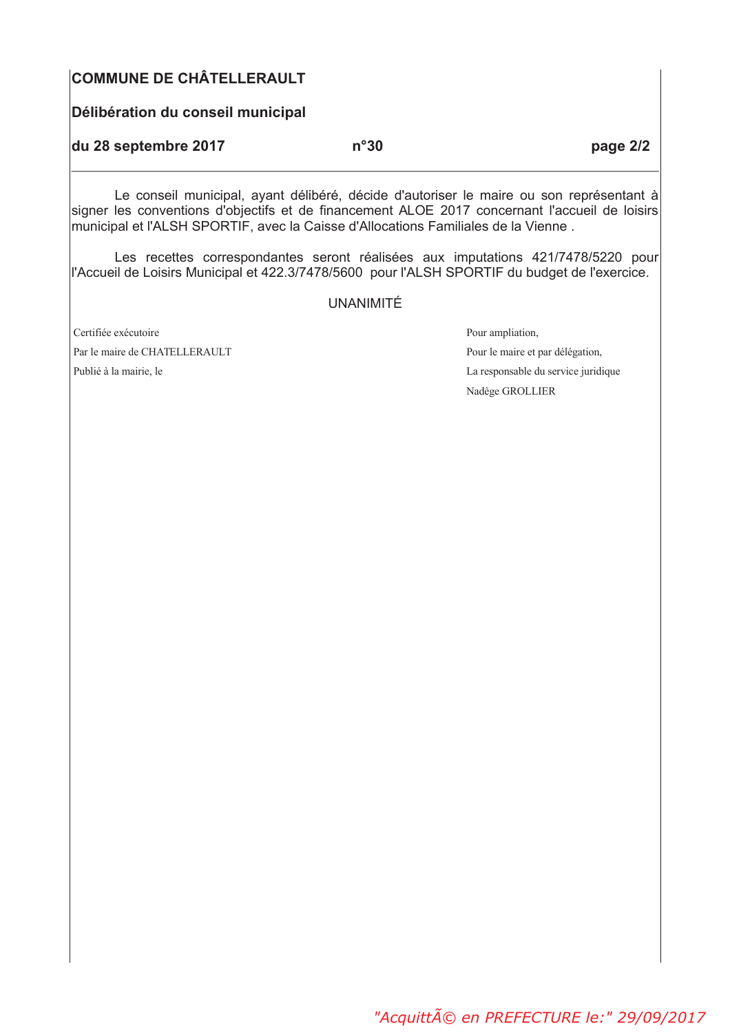**COMMUNE DE CHÂTELLERAULT**

**Délibération du conseil municipal**

**du 28 septembre 2017** **n°30**

Le conseil municipal, ayant délibéré, décide d'autoriser le maire ou son représentant à signer les conventions d'objectifs et de financement ALOE 2017 concernant l'accueil de loisirs municipal et l'ALSH SPORTIF, avec la Caisse d'Allocations Familiales de la Vienne .

Les recettes correspondantes seront réalisées aux imputations 421/7478/5220 pour l'Accueil de Loisirs Municipal et 422.3/7478/5600 pour l'ALSH SPORTIF du budget de l'exercice.

UNANIMITÉ

Certifiée exécutoire
Par le maire de CHATELLERAULT
Publié à la mairie, le

Pour ampliation,
Pour le maire et par délégation,
La responsable du service juridique
Nadège GROLLIER

*"AcquittÃ© en PREFECTURE le:" 29/09/2017*